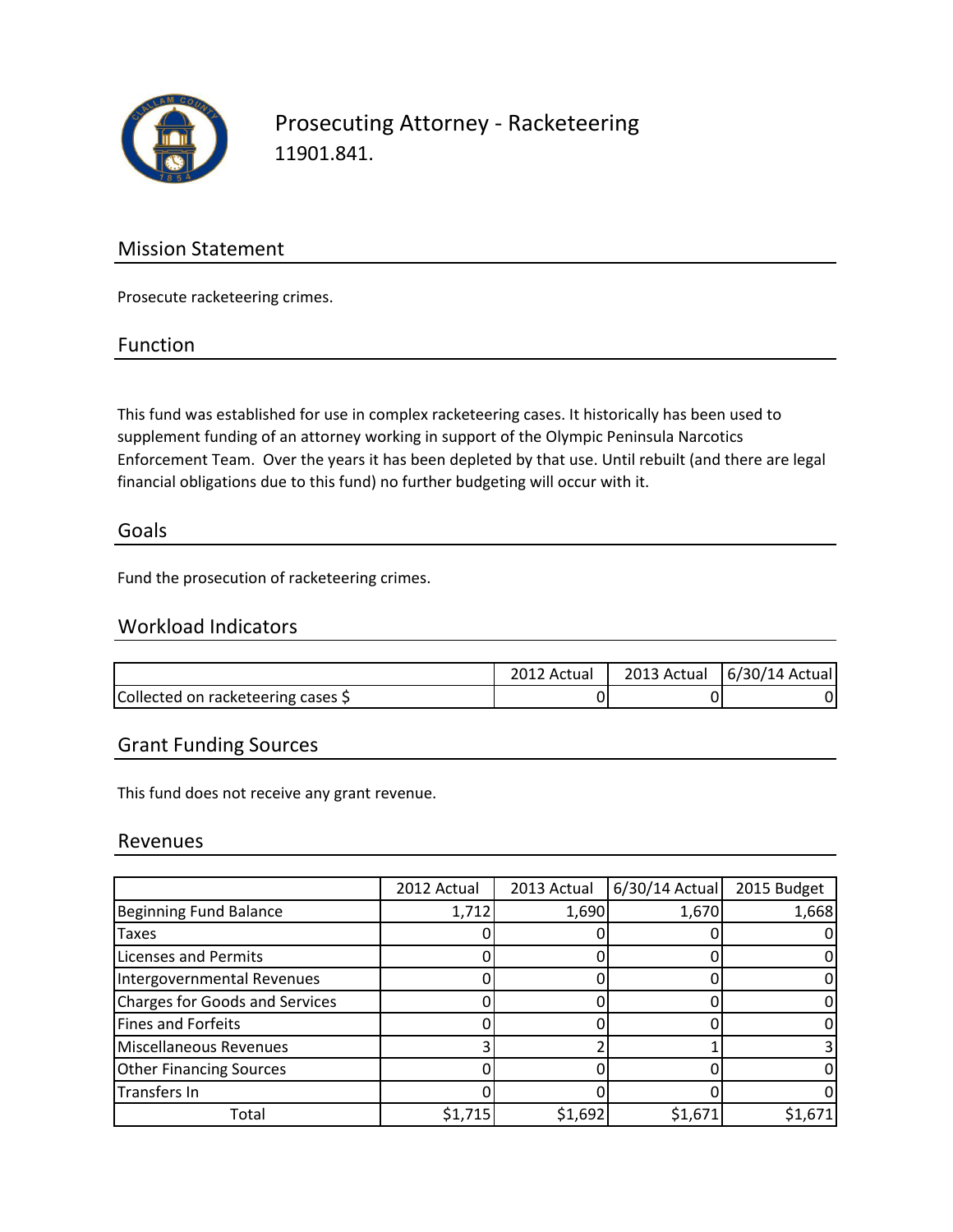# Prosecuting Attorney - Racketeering

11901.841.

## Mission Statement

Prosecute racketeering crimes.

## Function

This fund was established for use in complex racketeering cases. It historically has been used to supplement funding of an attorney working in support of the Olympic Peninsula Narcotics Enforcement Team. Over the years it has been depleted by that use. Until rebuilt (and there are legal financial obligations due to this fund) no further budgeting will occur with it.

## Goals

Fund the prosecution of racketeering crimes.

## Workload Indicators

| | 2012 Actual | 2013 Actual | 6/30/14 Actual |
|---|---|---|---|
| Collected on racketeering cases $ | 0 | 0 | 0 |

## Grant Funding Sources

This fund does not receive any grant revenue.

## Revenues

| | 2012 Actual | 2013 Actual | 6/30/14 Actual | 2015 Budget |
|---|---|---|---|---|
| Beginning Fund Balance | 1,712 | 1,690 | 1,670 | 1,668 |
| Taxes | 0 | 0 | 0 | 0 |
| Licenses and Permits | 0 | 0 | 0 | 0 |
| Intergovernmental Revenues | 0 | 0 | 0 | 0 |
| Charges for Goods and Services | 0 | 0 | 0 | 0 |
| Fines and Forfeits | 0 | 0 | 0 | 0 |
| Miscellaneous Revenues | 3 | 2 | 1 | 3 |
| Other Financing Sources | 0 | 0 | 0 | 0 |
| Transfers In | 0 | 0 | 0 | 0 |
| Total | $1,715 | $1,692 | $1,671 | $1,671 |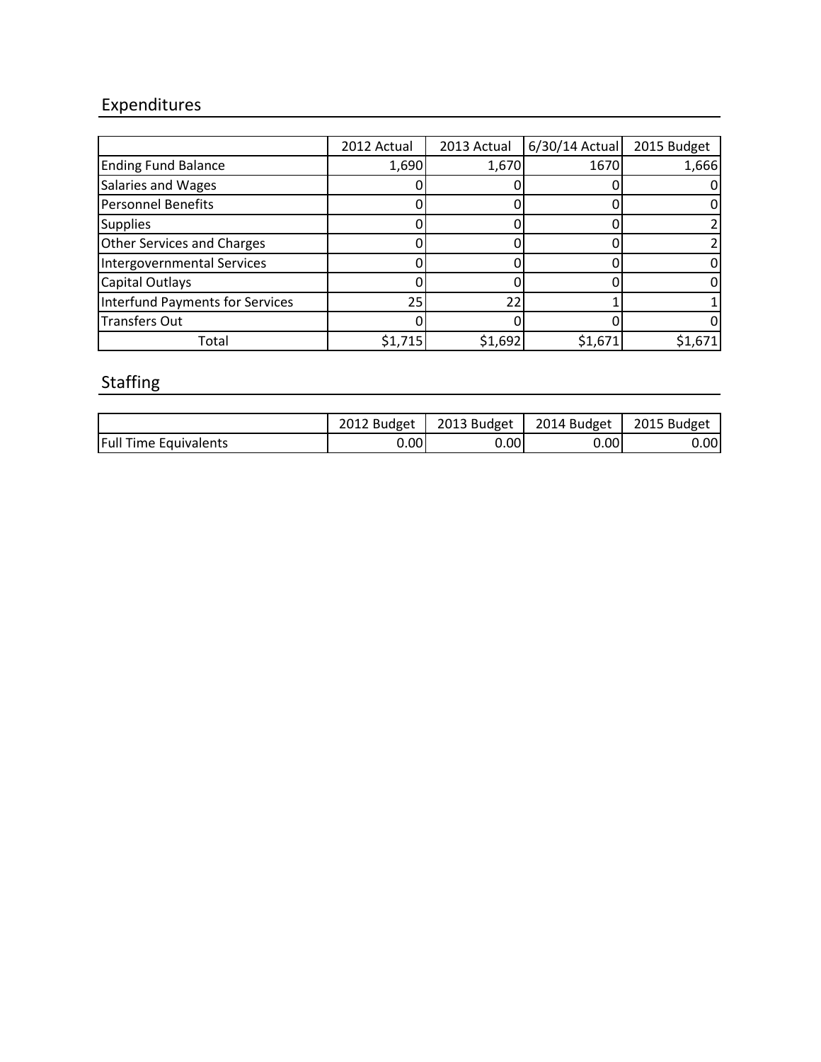## Expenditures

| | 2012 Actual | 2013 Actual | 6/30/14 Actual | 2015 Budget |
|---|---|---|---|---|
| Ending Fund Balance | 1,690 | 1,670 | 1670 | 1,666 |
| Salaries and Wages | 0 | 0 | 0 | 0 |
| Personnel Benefits | 0 | 0 | 0 | 0 |
| Supplies | 0 | 0 | 0 | 2 |
| Other Services and Charges | 0 | 0 | 0 | 2 |
| Intergovernmental Services | 0 | 0 | 0 | 0 |
| Capital Outlays | 0 | 0 | 0 | 0 |
| Interfund Payments for Services | 25 | 22 | 1 | 1 |
| Transfers Out | 0 | 0 | 0 | 0 |
| Total | $1,715 | $1,692 | $1,671 | $1,671 |

## Staffing

| | 2012 Budget | 2013 Budget | 2014 Budget | 2015 Budget |
|---|---|---|---|---|
| Full Time Equivalents | 0.00 | 0.00 | 0.00 | 0.00 |